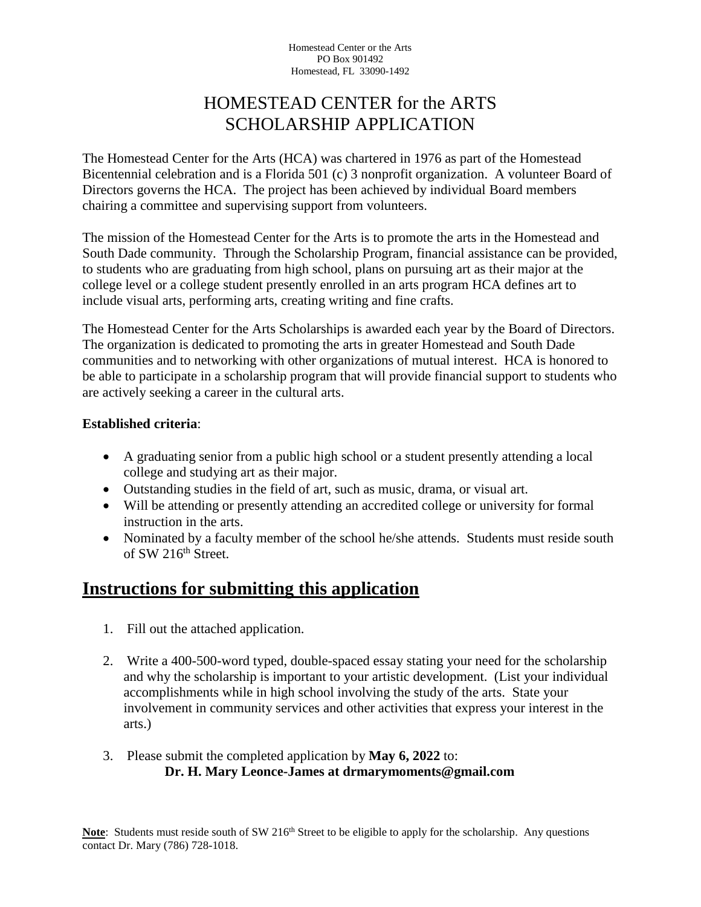Homestead Center or the Arts
PO Box 901492
Homestead, FL 33090-1492

# HOMESTEAD CENTER for the ARTS
# SCHOLARSHIP APPLICATION

The Homestead Center for the Arts (HCA) was chartered in 1976 as part of the Homestead Bicentennial celebration and is a Florida 501 (c) 3 nonprofit organization. A volunteer Board of Directors governs the HCA. The project has been achieved by individual Board members chairing a committee and supervising support from volunteers.

The mission of the Homestead Center for the Arts is to promote the arts in the Homestead and South Dade community. Through the Scholarship Program, financial assistance can be provided, to students who are graduating from high school, plans on pursuing art as their major at the college level or a college student presently enrolled in an arts program HCA defines art to include visual arts, performing arts, creating writing and fine crafts.

The Homestead Center for the Arts Scholarships is awarded each year by the Board of Directors. The organization is dedicated to promoting the arts in greater Homestead and South Dade communities and to networking with other organizations of mutual interest. HCA is honored to be able to participate in a scholarship program that will provide financial support to students who are actively seeking a career in the cultural arts.

**Established criteria**:

- A graduating senior from a public high school or a student presently attending a local college and studying art as their major.
- Outstanding studies in the field of art, such as music, drama, or visual art.
- Will be attending or presently attending an accredited college or university for formal instruction in the arts.
- Nominated by a faculty member of the school he/she attends. Students must reside south of SW 216th Street.

## Instructions for submitting this application

1. Fill out the attached application.
2. Write a 400-500-word typed, double-spaced essay stating your need for the scholarship and why the scholarship is important to your artistic development. (List your individual accomplishments while in high school involving the study of the arts. State your involvement in community services and other activities that express your interest in the arts.)
3. Please submit the completed application by **May 6, 2022** to:
   **Dr. H. Mary Leonce-James at drmarymoments@gmail.com**

**Note**: Students must reside south of SW 216th Street to be eligible to apply for the scholarship. Any questions contact Dr. Mary (786) 728-1018.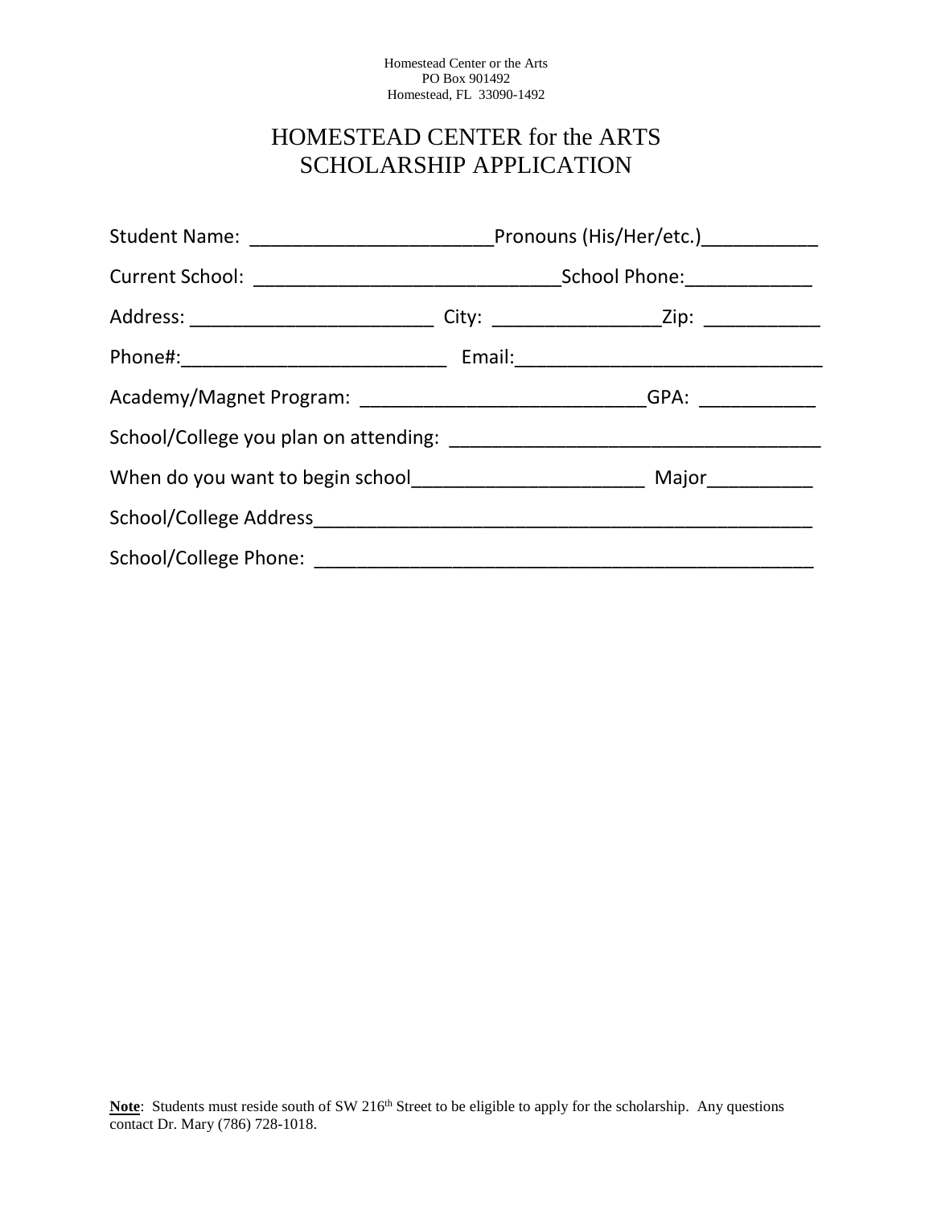Homestead Center or the Arts
PO Box 901492
Homestead, FL 33090-1492

# HOMESTEAD CENTER for the ARTS
# SCHOLARSHIP APPLICATION

Student Name: _______________________Pronouns (His/Her/etc.)___________

Current School: _____________________________School Phone:____________

Address: ________________________ City: ________________Zip: ___________

Phone#:_________________________ Email:______________________________

Academy/Magnet Program: ___________________________GPA: ___________

School/College you plan on attending: ___________________________________

When do you want to begin school______________________ Major__________

School/College Address_________________________________________________

School/College Phone: _________________________________________________

**Note**: Students must reside south of SW 216th Street to be eligible to apply for the scholarship. Any questions contact Dr. Mary (786) 728-1018.